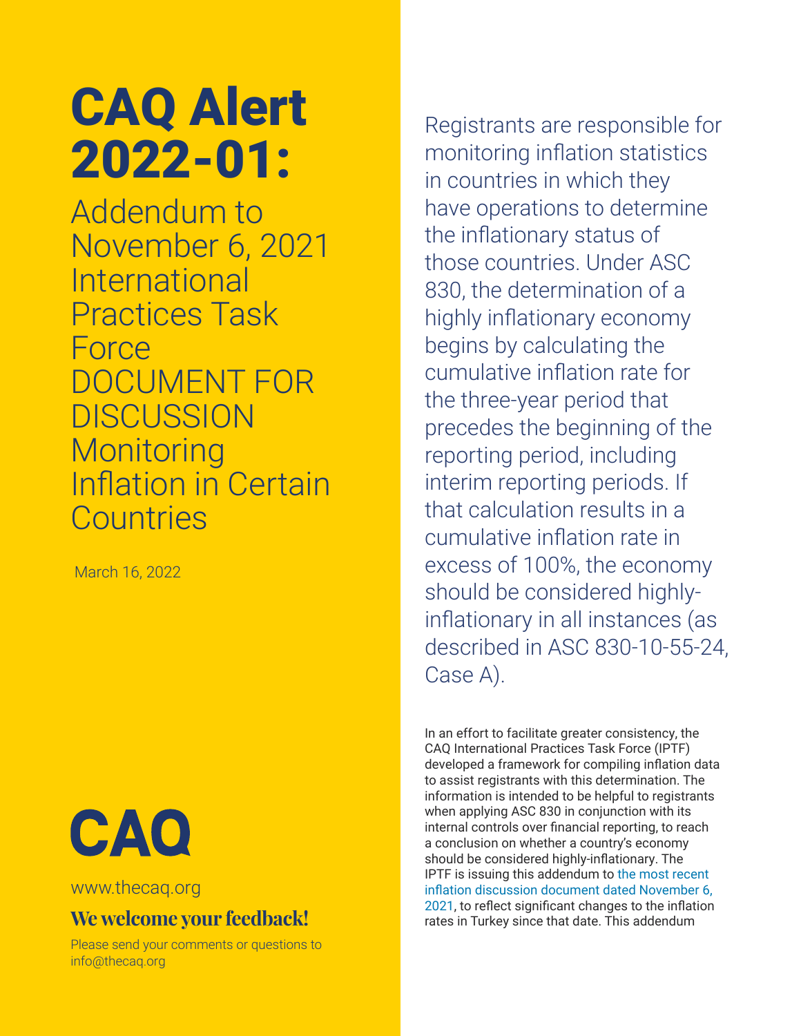# CAQ Alert 2022-01:

## Addendum to November 6, 2021 International Practices Task Force DOCUMENT FOR DISCUSSION Monitoring Inflation in Certain Countries

March 16, 2022

CAQ

www.thecaq.org

**We welcome your feedback!**

Please send your comments or questions to info@thecaq.org

Registrants are responsible for monitoring inflation statistics in countries in which they have operations to determine the inflationary status of those countries. Under ASC 830, the determination of a highly inflationary economy begins by calculating the cumulative inflation rate for the three-year period that precedes the beginning of the reporting period, including interim reporting periods. If that calculation results in a cumulative inflation rate in excess of 100%, the economy should be considered highly-inflationary in all instances (as described in ASC 830-10-55-24, Case A).

In an effort to facilitate greater consistency, the CAQ International Practices Task Force (IPTF) developed a framework for compiling inflation data to assist registrants with this determination. The information is intended to be helpful to registrants when applying ASC 830 in conjunction with its internal controls over financial reporting, to reach a conclusion on whether a country's economy should be considered highly-inflationary. The IPTF is issuing this addendum to the most recent inflation discussion document dated November 6, 2021, to reflect significant changes to the inflation rates in Turkey since that date. This addendum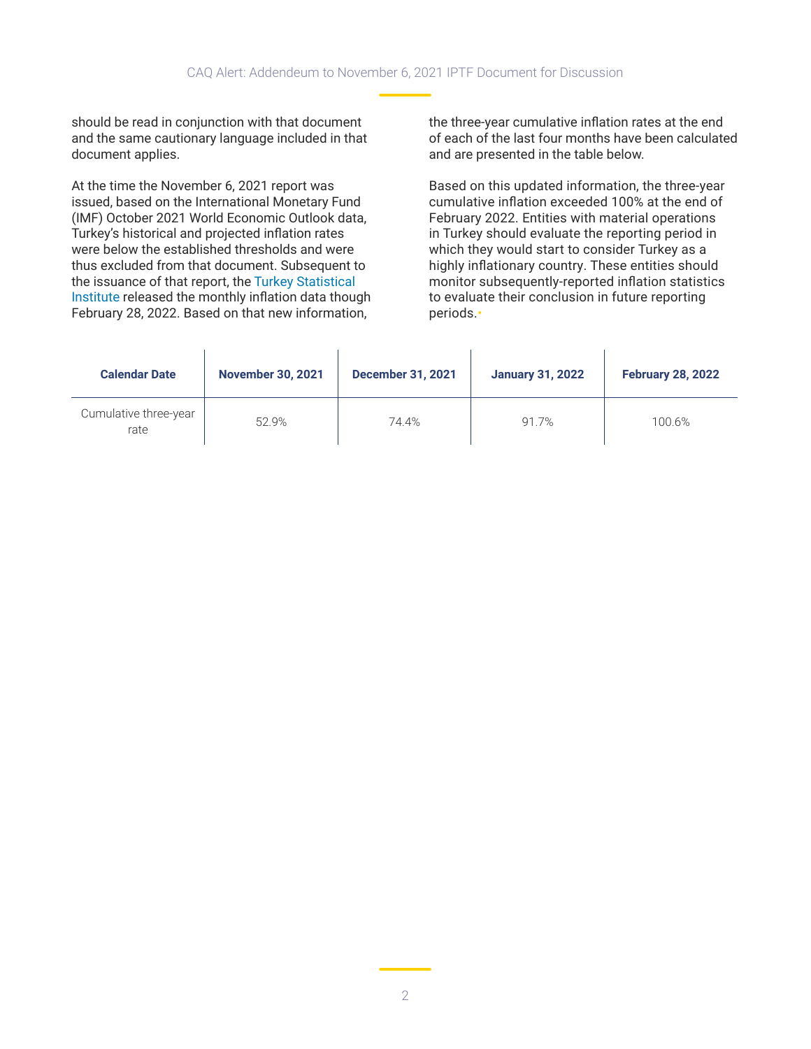should be read in conjunction with that document and the same cautionary language included in that document applies.

At the time the November 6, 2021 report was issued, based on the International Monetary Fund (IMF) October 2021 World Economic Outlook data, Turkey's historical and projected inflation rates were below the established thresholds and were thus excluded from that document. Subsequent to the issuance of that report, the Turkey Statistical Institute released the monthly inflation data though February 28, 2022. Based on that new information, the three-year cumulative inflation rates at the end of each of the last four months have been calculated and are presented in the table below.

Based on this updated information, the three-year cumulative inflation exceeded 100% at the end of February 2022. Entities with material operations in Turkey should evaluate the reporting period in which they would start to consider Turkey as a highly inflationary country. These entities should monitor subsequently-reported inflation statistics to evaluate their conclusion in future reporting periods.

| Calendar Date | November 30, 2021 | December 31, 2021 | January 31, 2022 | February 28, 2022 |
|---|---|---|---|---|
| Cumulative three-year rate | 52.9% | 74.4% | 91.7% | 100.6% |